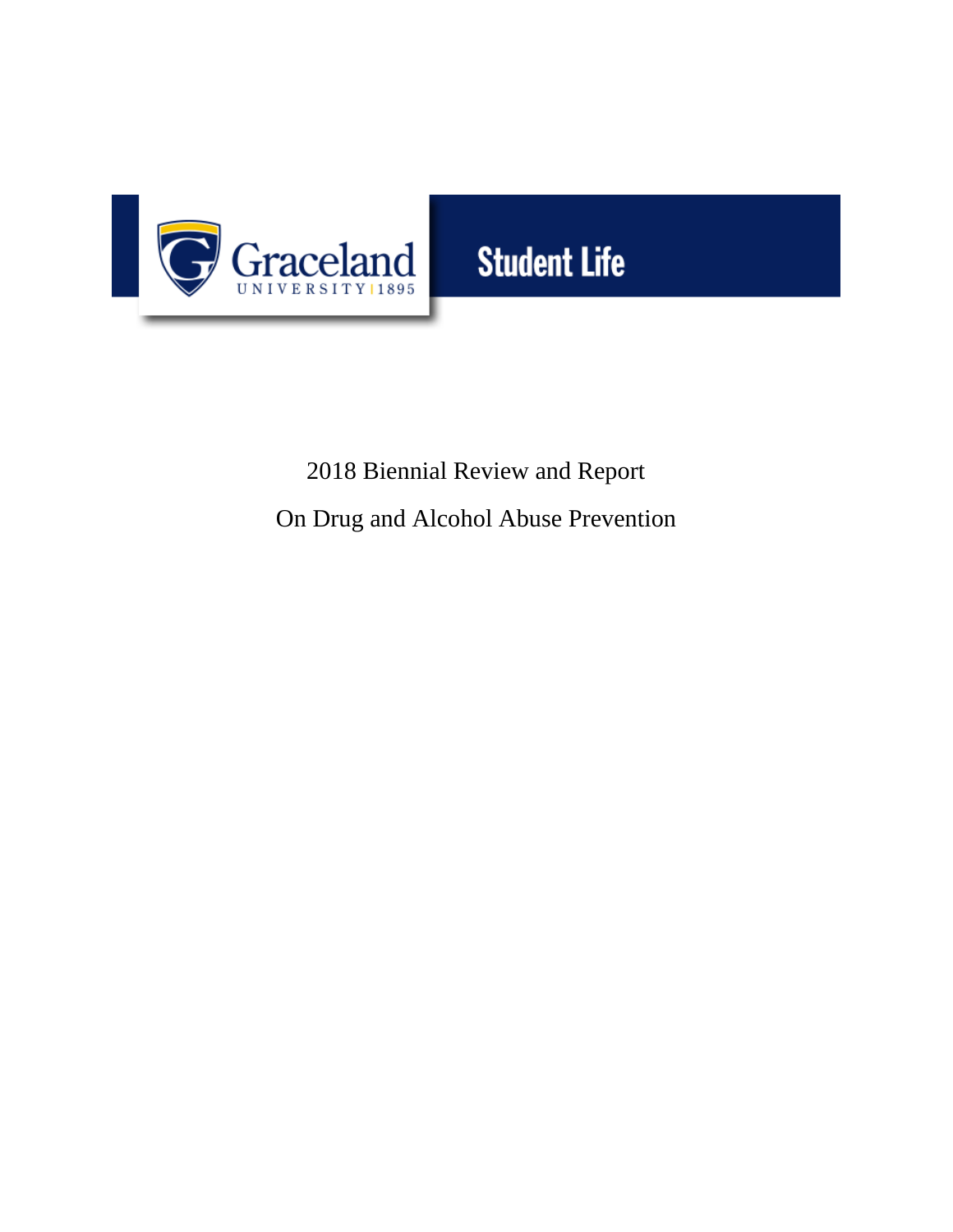Graceland UNIVERSITY | 1895

Student Life

# 2018 Biennial Review and Report

# On Drug and Alcohol Abuse Prevention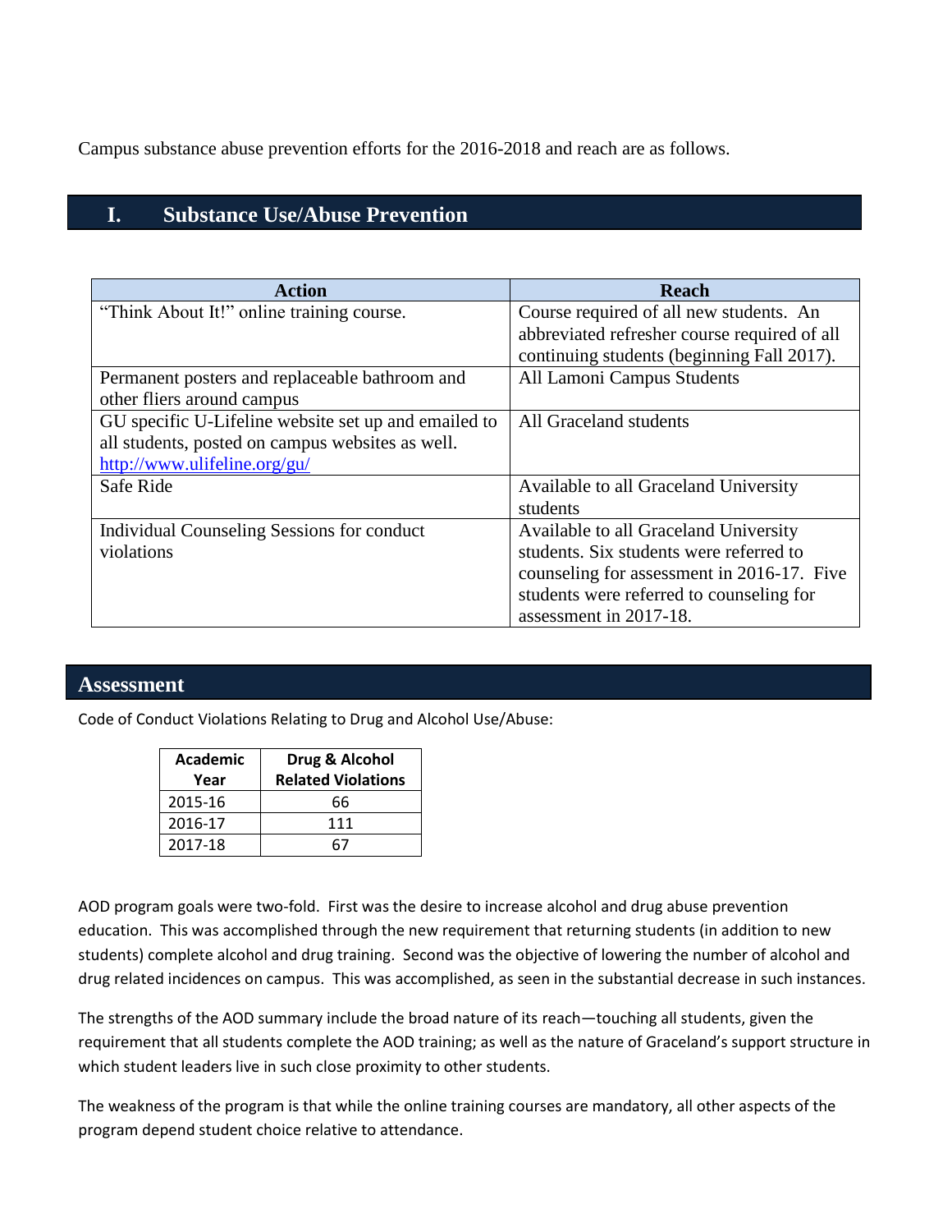Campus substance abuse prevention efforts for the 2016-2018 and reach are as follows.

## I. Substance Use/Abuse Prevention

| Action | Reach |
|---|---|
| "Think About It!" online training course. | Course required of all new students. An abbreviated refresher course required of all continuing students (beginning Fall 2017). |
| Permanent posters and replaceable bathroom and other fliers around campus | All Lamoni Campus Students |
| GU specific U-Lifeline website set up and emailed to all students, posted on campus websites as well. http://www.ulifeline.org/gu/ | All Graceland students |
| Safe Ride | Available to all Graceland University students |
| Individual Counseling Sessions for conduct violations | Available to all Graceland University students. Six students were referred to counseling for assessment in 2016-17. Five students were referred to counseling for assessment in 2017-18. |

## Assessment

Code of Conduct Violations Relating to Drug and Alcohol Use/Abuse:

| Academic Year | Drug & Alcohol Related Violations |
|---|---|
| 2015-16 | 66 |
| 2016-17 | 111 |
| 2017-18 | 67 |

AOD program goals were two-fold. First was the desire to increase alcohol and drug abuse prevention education. This was accomplished through the new requirement that returning students (in addition to new students) complete alcohol and drug training. Second was the objective of lowering the number of alcohol and drug related incidences on campus. This was accomplished, as seen in the substantial decrease in such instances.

The strengths of the AOD summary include the broad nature of its reach—touching all students, given the requirement that all students complete the AOD training; as well as the nature of Graceland's support structure in which student leaders live in such close proximity to other students.

The weakness of the program is that while the online training courses are mandatory, all other aspects of the program depend student choice relative to attendance.